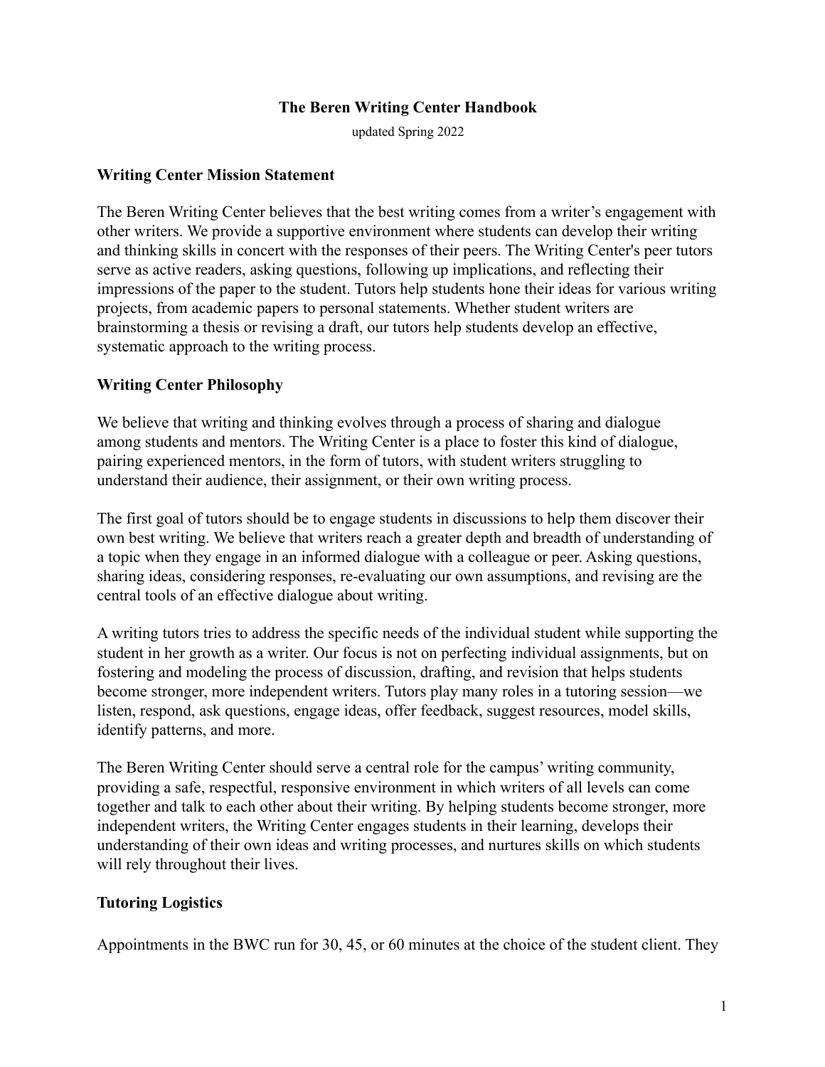# The Beren Writing Center Handbook

updated Spring 2022

## Writing Center Mission Statement

The Beren Writing Center believes that the best writing comes from a writer's engagement with other writers. We provide a supportive environment where students can develop their writing and thinking skills in concert with the responses of their peers. The Writing Center's peer tutors serve as active readers, asking questions, following up implications, and reflecting their impressions of the paper to the student. Tutors help students hone their ideas for various writing projects, from academic papers to personal statements. Whether student writers are brainstorming a thesis or revising a draft, our tutors help students develop an effective, systematic approach to the writing process.

## Writing Center Philosophy

We believe that writing and thinking evolves through a process of sharing and dialogue among students and mentors. The Writing Center is a place to foster this kind of dialogue, pairing experienced mentors, in the form of tutors, with student writers struggling to understand their audience, their assignment, or their own writing process.

The first goal of tutors should be to engage students in discussions to help them discover their own best writing. We believe that writers reach a greater depth and breadth of understanding of a topic when they engage in an informed dialogue with a colleague or peer. Asking questions, sharing ideas, considering responses, re-evaluating our own assumptions, and revising are the central tools of an effective dialogue about writing.

A writing tutors tries to address the specific needs of the individual student while supporting the student in her growth as a writer. Our focus is not on perfecting individual assignments, but on fostering and modeling the process of discussion, drafting, and revision that helps students become stronger, more independent writers. Tutors play many roles in a tutoring session—we listen, respond, ask questions, engage ideas, offer feedback, suggest resources, model skills, identify patterns, and more.

The Beren Writing Center should serve a central role for the campus' writing community, providing a safe, respectful, responsive environment in which writers of all levels can come together and talk to each other about their writing. By helping students become stronger, more independent writers, the Writing Center engages students in their learning, develops their understanding of their own ideas and writing processes, and nurtures skills on which students will rely throughout their lives.

## Tutoring Logistics

Appointments in the BWC run for 30, 45, or 60 minutes at the choice of the student client. They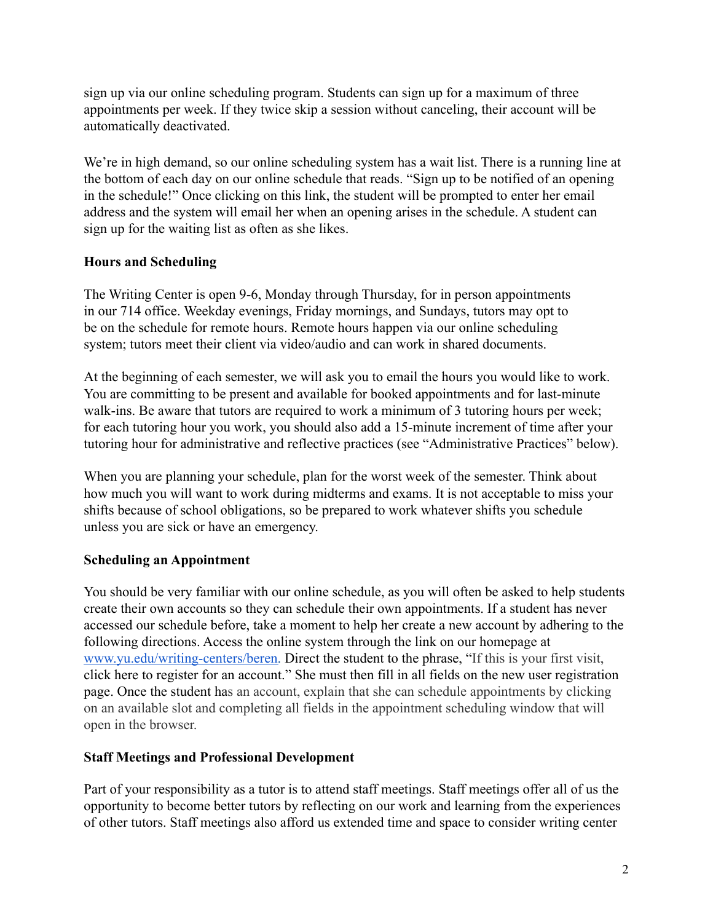sign up via our online scheduling program. Students can sign up for a maximum of three appointments per week. If they twice skip a session without canceling, their account will be automatically deactivated.

We're in high demand, so our online scheduling system has a wait list. There is a running line at the bottom of each day on our online schedule that reads. "Sign up to be notified of an opening in the schedule!" Once clicking on this link, the student will be prompted to enter her email address and the system will email her when an opening arises in the schedule. A student can sign up for the waiting list as often as she likes.

**Hours and Scheduling**

The Writing Center is open 9-6, Monday through Thursday, for in person appointments in our 714 office. Weekday evenings, Friday mornings, and Sundays, tutors may opt to be on the schedule for remote hours. Remote hours happen via our online scheduling system; tutors meet their client via video/audio and can work in shared documents.

At the beginning of each semester, we will ask you to email the hours you would like to work. You are committing to be present and available for booked appointments and for last-minute walk-ins. Be aware that tutors are required to work a minimum of 3 tutoring hours per week; for each tutoring hour you work, you should also add a 15-minute increment of time after your tutoring hour for administrative and reflective practices (see "Administrative Practices" below).

When you are planning your schedule, plan for the worst week of the semester. Think about how much you will want to work during midterms and exams. It is not acceptable to miss your shifts because of school obligations, so be prepared to work whatever shifts you schedule unless you are sick or have an emergency.

**Scheduling an Appointment**

You should be very familiar with our online schedule, as you will often be asked to help students create their own accounts so they can schedule their own appointments. If a student has never accessed our schedule before, take a moment to help her create a new account by adhering to the following directions. Access the online system through the link on our homepage at [www.yu.edu/writing-centers/beren](www.yu.edu/writing-centers/beren). Direct the student to the phrase, "If this is your first visit, click here to register for an account." She must then fill in all fields on the new user registration page. Once the student has an account, explain that she can schedule appointments by clicking on an available slot and completing all fields in the appointment scheduling window that will open in the browser.

**Staff Meetings and Professional Development**

Part of your responsibility as a tutor is to attend staff meetings. Staff meetings offer all of us the opportunity to become better tutors by reflecting on our work and learning from the experiences of other tutors. Staff meetings also afford us extended time and space to consider writing center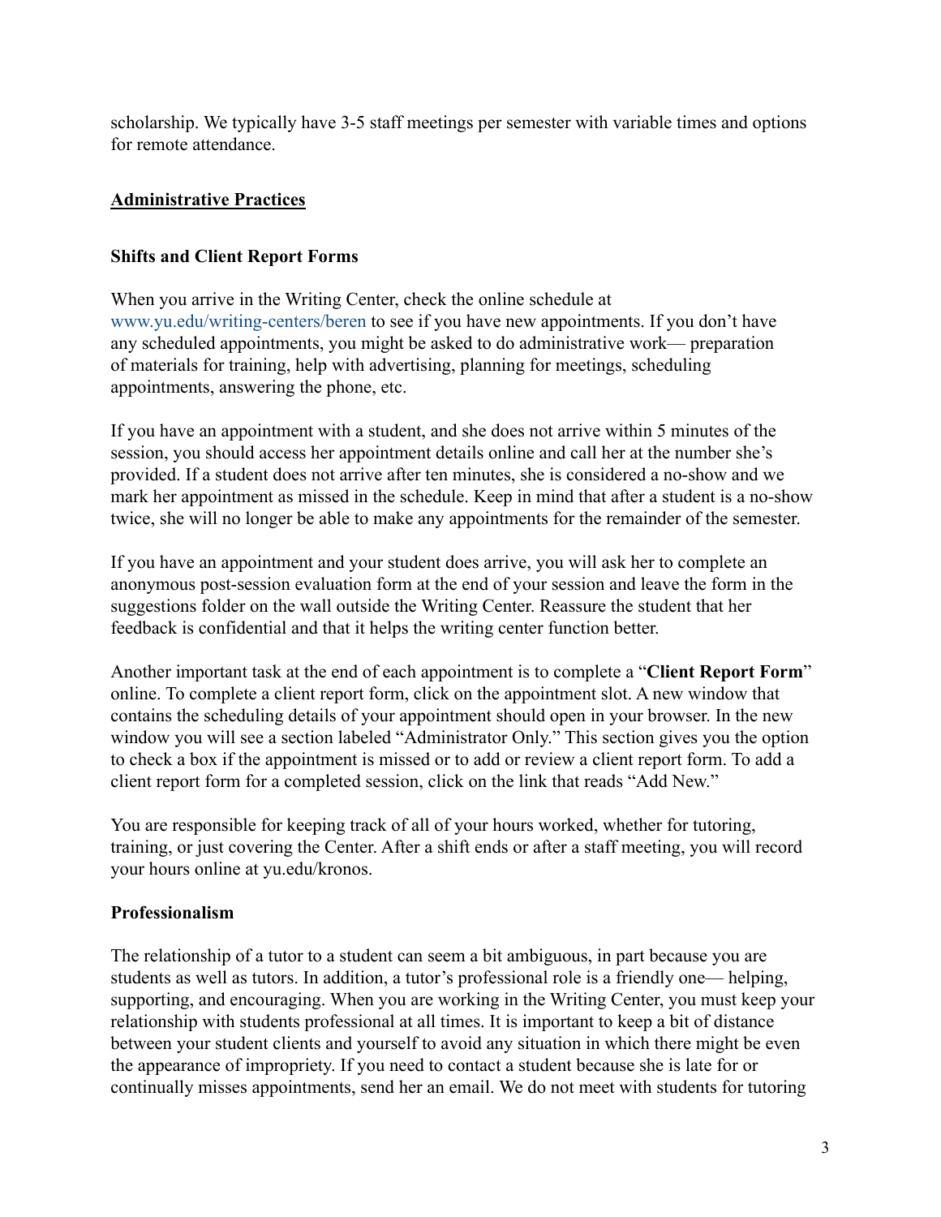scholarship. We typically have 3-5 staff meetings per semester with variable times and options for remote attendance.

## Administrative Practices

### Shifts and Client Report Forms

When you arrive in the Writing Center, check the online schedule at www.yu.edu/writing-centers/beren to see if you have new appointments. If you don't have any scheduled appointments, you might be asked to do administrative work— preparation of materials for training, help with advertising, planning for meetings, scheduling appointments, answering the phone, etc.

If you have an appointment with a student, and she does not arrive within 5 minutes of the session, you should access her appointment details online and call her at the number she's provided. If a student does not arrive after ten minutes, she is considered a no-show and we mark her appointment as missed in the schedule. Keep in mind that after a student is a no-show twice, she will no longer be able to make any appointments for the remainder of the semester.

If you have an appointment and your student does arrive, you will ask her to complete an anonymous post-session evaluation form at the end of your session and leave the form in the suggestions folder on the wall outside the Writing Center. Reassure the student that her feedback is confidential and that it helps the writing center function better.

Another important task at the end of each appointment is to complete a "**Client Report Form**" online. To complete a client report form, click on the appointment slot. A new window that contains the scheduling details of your appointment should open in your browser. In the new window you will see a section labeled "Administrator Only." This section gives you the option to check a box if the appointment is missed or to add or review a client report form. To add a client report form for a completed session, click on the link that reads "Add New."

You are responsible for keeping track of all of your hours worked, whether for tutoring, training, or just covering the Center. After a shift ends or after a staff meeting, you will record your hours online at yu.edu/kronos.

### Professionalism

The relationship of a tutor to a student can seem a bit ambiguous, in part because you are students as well as tutors. In addition, a tutor's professional role is a friendly one— helping, supporting, and encouraging. When you are working in the Writing Center, you must keep your relationship with students professional at all times. It is important to keep a bit of distance between your student clients and yourself to avoid any situation in which there might be even the appearance of impropriety. If you need to contact a student because she is late for or continually misses appointments, send her an email. We do not meet with students for tutoring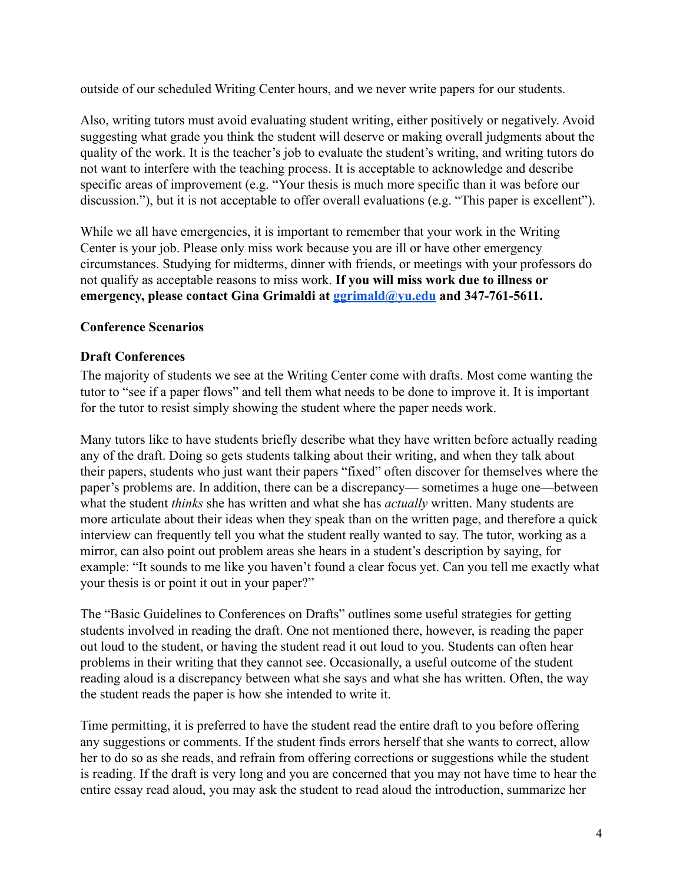outside of our scheduled Writing Center hours, and we never write papers for our students.

Also, writing tutors must avoid evaluating student writing, either positively or negatively. Avoid suggesting what grade you think the student will deserve or making overall judgments about the quality of the work. It is the teacher's job to evaluate the student's writing, and writing tutors do not want to interfere with the teaching process. It is acceptable to acknowledge and describe specific areas of improvement (e.g. "Your thesis is much more specific than it was before our discussion."), but it is not acceptable to offer overall evaluations (e.g. "This paper is excellent").

While we all have emergencies, it is important to remember that your work in the Writing Center is your job. Please only miss work because you are ill or have other emergency circumstances. Studying for midterms, dinner with friends, or meetings with your professors do not qualify as acceptable reasons to miss work. **If you will miss work due to illness or emergency, please contact Gina Grimaldi at [ggrimald@yu.edu](mailto:ggrimald@yu.edu) and 347-761-5611.**

**Conference Scenarios**

**Draft Conferences**

The majority of students we see at the Writing Center come with drafts. Most come wanting the tutor to "see if a paper flows" and tell them what needs to be done to improve it. It is important for the tutor to resist simply showing the student where the paper needs work.

Many tutors like to have students briefly describe what they have written before actually reading any of the draft. Doing so gets students talking about their writing, and when they talk about their papers, students who just want their papers "fixed" often discover for themselves where the paper's problems are. In addition, there can be a discrepancy— sometimes a huge one—between what the student *thinks* she has written and what she has *actually* written. Many students are more articulate about their ideas when they speak than on the written page, and therefore a quick interview can frequently tell you what the student really wanted to say. The tutor, working as a mirror, can also point out problem areas she hears in a student's description by saying, for example: "It sounds to me like you haven't found a clear focus yet. Can you tell me exactly what your thesis is or point it out in your paper?"

The "Basic Guidelines to Conferences on Drafts" outlines some useful strategies for getting students involved in reading the draft. One not mentioned there, however, is reading the paper out loud to the student, or having the student read it out loud to you. Students can often hear problems in their writing that they cannot see. Occasionally, a useful outcome of the student reading aloud is a discrepancy between what she says and what she has written. Often, the way the student reads the paper is how she intended to write it.

Time permitting, it is preferred to have the student read the entire draft to you before offering any suggestions or comments. If the student finds errors herself that she wants to correct, allow her to do so as she reads, and refrain from offering corrections or suggestions while the student is reading. If the draft is very long and you are concerned that you may not have time to hear the entire essay read aloud, you may ask the student to read aloud the introduction, summarize her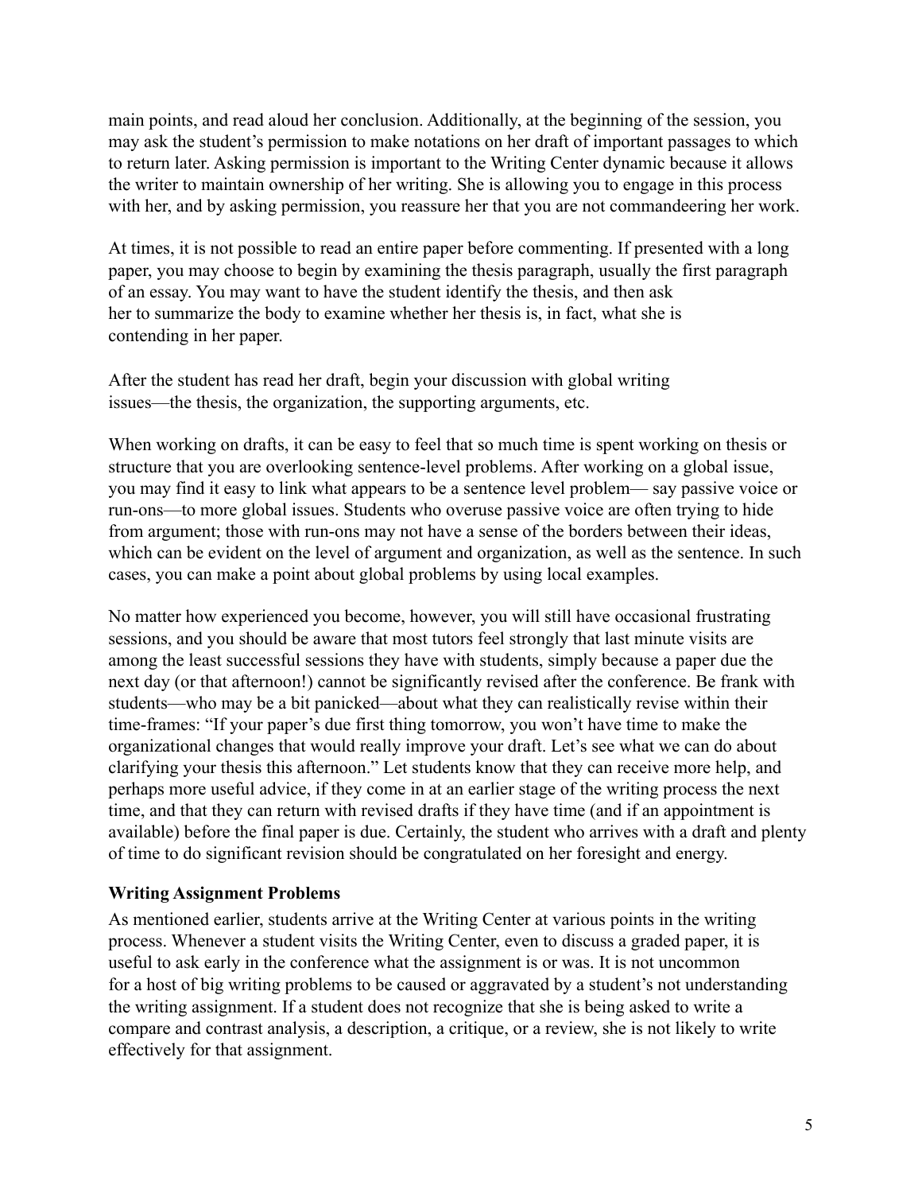main points, and read aloud her conclusion. Additionally, at the beginning of the session, you may ask the student's permission to make notations on her draft of important passages to which to return later. Asking permission is important to the Writing Center dynamic because it allows the writer to maintain ownership of her writing. She is allowing you to engage in this process with her, and by asking permission, you reassure her that you are not commandeering her work.

At times, it is not possible to read an entire paper before commenting. If presented with a long paper, you may choose to begin by examining the thesis paragraph, usually the first paragraph of an essay. You may want to have the student identify the thesis, and then ask her to summarize the body to examine whether her thesis is, in fact, what she is contending in her paper.

After the student has read her draft, begin your discussion with global writing issues—the thesis, the organization, the supporting arguments, etc.

When working on drafts, it can be easy to feel that so much time is spent working on thesis or structure that you are overlooking sentence-level problems. After working on a global issue, you may find it easy to link what appears to be a sentence level problem— say passive voice or run-ons—to more global issues. Students who overuse passive voice are often trying to hide from argument; those with run-ons may not have a sense of the borders between their ideas, which can be evident on the level of argument and organization, as well as the sentence. In such cases, you can make a point about global problems by using local examples.

No matter how experienced you become, however, you will still have occasional frustrating sessions, and you should be aware that most tutors feel strongly that last minute visits are among the least successful sessions they have with students, simply because a paper due the next day (or that afternoon!) cannot be significantly revised after the conference. Be frank with students—who may be a bit panicked—about what they can realistically revise within their time-frames: "If your paper's due first thing tomorrow, you won't have time to make the organizational changes that would really improve your draft. Let's see what we can do about clarifying your thesis this afternoon." Let students know that they can receive more help, and perhaps more useful advice, if they come in at an earlier stage of the writing process the next time, and that they can return with revised drafts if they have time (and if an appointment is available) before the final paper is due. Certainly, the student who arrives with a draft and plenty of time to do significant revision should be congratulated on her foresight and energy.

**Writing Assignment Problems**

As mentioned earlier, students arrive at the Writing Center at various points in the writing process. Whenever a student visits the Writing Center, even to discuss a graded paper, it is useful to ask early in the conference what the assignment is or was. It is not uncommon for a host of big writing problems to be caused or aggravated by a student's not understanding the writing assignment. If a student does not recognize that she is being asked to write a compare and contrast analysis, a description, a critique, or a review, she is not likely to write effectively for that assignment.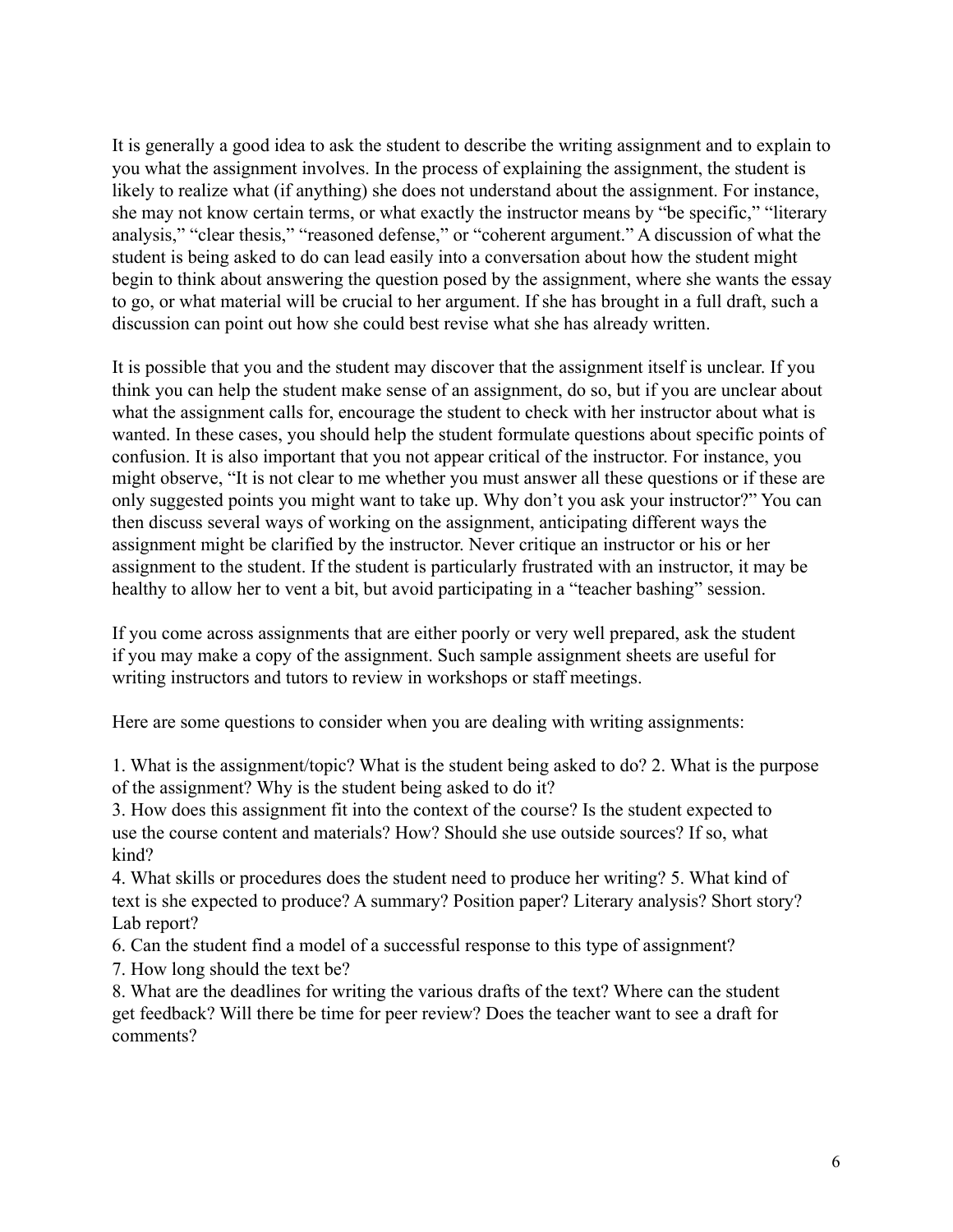It is generally a good idea to ask the student to describe the writing assignment and to explain to you what the assignment involves. In the process of explaining the assignment, the student is likely to realize what (if anything) she does not understand about the assignment. For instance, she may not know certain terms, or what exactly the instructor means by "be specific," "literary analysis," "clear thesis," "reasoned defense," or "coherent argument." A discussion of what the student is being asked to do can lead easily into a conversation about how the student might begin to think about answering the question posed by the assignment, where she wants the essay to go, or what material will be crucial to her argument. If she has brought in a full draft, such a discussion can point out how she could best revise what she has already written.

It is possible that you and the student may discover that the assignment itself is unclear. If you think you can help the student make sense of an assignment, do so, but if you are unclear about what the assignment calls for, encourage the student to check with her instructor about what is wanted. In these cases, you should help the student formulate questions about specific points of confusion. It is also important that you not appear critical of the instructor. For instance, you might observe, "It is not clear to me whether you must answer all these questions or if these are only suggested points you might want to take up. Why don't you ask your instructor?" You can then discuss several ways of working on the assignment, anticipating different ways the assignment might be clarified by the instructor. Never critique an instructor or his or her assignment to the student. If the student is particularly frustrated with an instructor, it may be healthy to allow her to vent a bit, but avoid participating in a "teacher bashing" session.

If you come across assignments that are either poorly or very well prepared, ask the student if you may make a copy of the assignment. Such sample assignment sheets are useful for writing instructors and tutors to review in workshops or staff meetings.

Here are some questions to consider when you are dealing with writing assignments:

1. What is the assignment/topic? What is the student being asked to do?
2. What is the purpose of the assignment? Why is the student being asked to do it?
3. How does this assignment fit into the context of the course? Is the student expected to use the course content and materials? How? Should she use outside sources? If so, what kind?
4. What skills or procedures does the student need to produce her writing?
5. What kind of text is she expected to produce? A summary? Position paper? Literary analysis? Short story? Lab report?
6. Can the student find a model of a successful response to this type of assignment?
7. How long should the text be?
8. What are the deadlines for writing the various drafts of the text? Where can the student get feedback? Will there be time for peer review? Does the teacher want to see a draft for comments?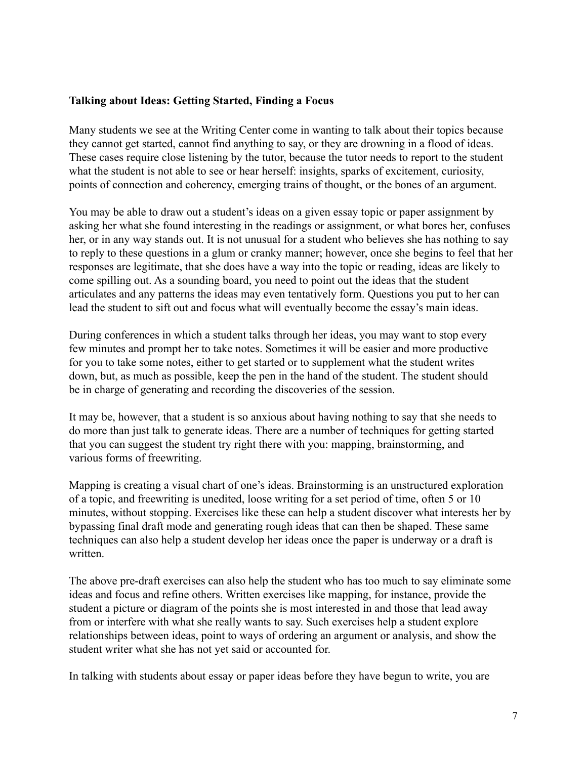**Talking about Ideas: Getting Started, Finding a Focus**

Many students we see at the Writing Center come in wanting to talk about their topics because they cannot get started, cannot find anything to say, or they are drowning in a flood of ideas. These cases require close listening by the tutor, because the tutor needs to report to the student what the student is not able to see or hear herself: insights, sparks of excitement, curiosity, points of connection and coherency, emerging trains of thought, or the bones of an argument.

You may be able to draw out a student's ideas on a given essay topic or paper assignment by asking her what she found interesting in the readings or assignment, or what bores her, confuses her, or in any way stands out. It is not unusual for a student who believes she has nothing to say to reply to these questions in a glum or cranky manner; however, once she begins to feel that her responses are legitimate, that she does have a way into the topic or reading, ideas are likely to come spilling out. As a sounding board, you need to point out the ideas that the student articulates and any patterns the ideas may even tentatively form. Questions you put to her can lead the student to sift out and focus what will eventually become the essay's main ideas.

During conferences in which a student talks through her ideas, you may want to stop every few minutes and prompt her to take notes. Sometimes it will be easier and more productive for you to take some notes, either to get started or to supplement what the student writes down, but, as much as possible, keep the pen in the hand of the student. The student should be in charge of generating and recording the discoveries of the session.

It may be, however, that a student is so anxious about having nothing to say that she needs to do more than just talk to generate ideas. There are a number of techniques for getting started that you can suggest the student try right there with you: mapping, brainstorming, and various forms of freewriting.

Mapping is creating a visual chart of one's ideas. Brainstorming is an unstructured exploration of a topic, and freewriting is unedited, loose writing for a set period of time, often 5 or 10 minutes, without stopping. Exercises like these can help a student discover what interests her by bypassing final draft mode and generating rough ideas that can then be shaped. These same techniques can also help a student develop her ideas once the paper is underway or a draft is written.

The above pre-draft exercises can also help the student who has too much to say eliminate some ideas and focus and refine others. Written exercises like mapping, for instance, provide the student a picture or diagram of the points she is most interested in and those that lead away from or interfere with what she really wants to say. Such exercises help a student explore relationships between ideas, point to ways of ordering an argument or analysis, and show the student writer what she has not yet said or accounted for.

In talking with students about essay or paper ideas before they have begun to write, you are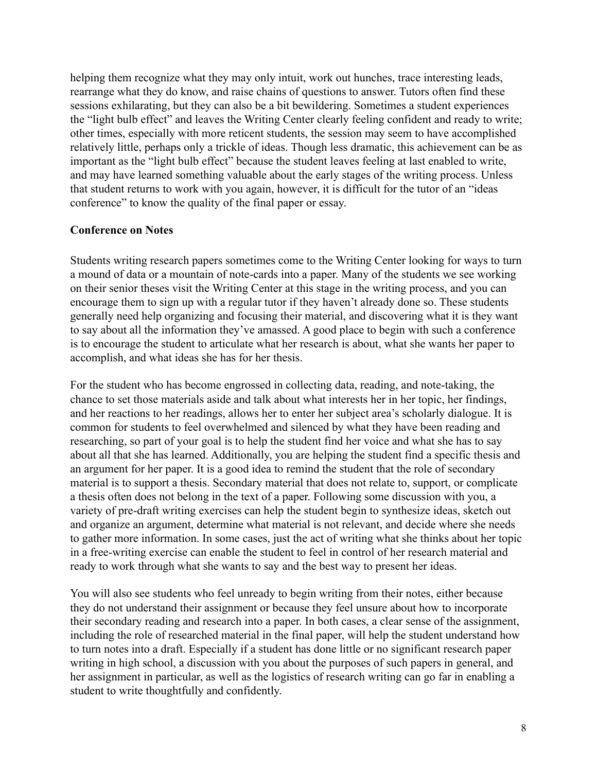helping them recognize what they may only intuit, work out hunches, trace interesting leads, rearrange what they do know, and raise chains of questions to answer. Tutors often find these sessions exhilarating, but they can also be a bit bewildering. Sometimes a student experiences the "light bulb effect" and leaves the Writing Center clearly feeling confident and ready to write; other times, especially with more reticent students, the session may seem to have accomplished relatively little, perhaps only a trickle of ideas. Though less dramatic, this achievement can be as important as the "light bulb effect" because the student leaves feeling at last enabled to write, and may have learned something valuable about the early stages of the writing process. Unless that student returns to work with you again, however, it is difficult for the tutor of an "ideas conference" to know the quality of the final paper or essay.

**Conference on Notes**

Students writing research papers sometimes come to the Writing Center looking for ways to turn a mound of data or a mountain of note-cards into a paper. Many of the students we see working on their senior theses visit the Writing Center at this stage in the writing process, and you can encourage them to sign up with a regular tutor if they haven't already done so. These students generally need help organizing and focusing their material, and discovering what it is they want to say about all the information they've amassed. A good place to begin with such a conference is to encourage the student to articulate what her research is about, what she wants her paper to accomplish, and what ideas she has for her thesis.

For the student who has become engrossed in collecting data, reading, and note-taking, the chance to set those materials aside and talk about what interests her in her topic, her findings, and her reactions to her readings, allows her to enter her subject area's scholarly dialogue. It is common for students to feel overwhelmed and silenced by what they have been reading and researching, so part of your goal is to help the student find her voice and what she has to say about all that she has learned. Additionally, you are helping the student find a specific thesis and an argument for her paper. It is a good idea to remind the student that the role of secondary material is to support a thesis. Secondary material that does not relate to, support, or complicate a thesis often does not belong in the text of a paper. Following some discussion with you, a variety of pre-draft writing exercises can help the student begin to synthesize ideas, sketch out and organize an argument, determine what material is not relevant, and decide where she needs to gather more information. In some cases, just the act of writing what she thinks about her topic in a free-writing exercise can enable the student to feel in control of her research material and ready to work through what she wants to say and the best way to present her ideas.

You will also see students who feel unready to begin writing from their notes, either because they do not understand their assignment or because they feel unsure about how to incorporate their secondary reading and research into a paper. In both cases, a clear sense of the assignment, including the role of researched material in the final paper, will help the student understand how to turn notes into a draft. Especially if a student has done little or no significant research paper writing in high school, a discussion with you about the purposes of such papers in general, and her assignment in particular, as well as the logistics of research writing can go far in enabling a student to write thoughtfully and confidently.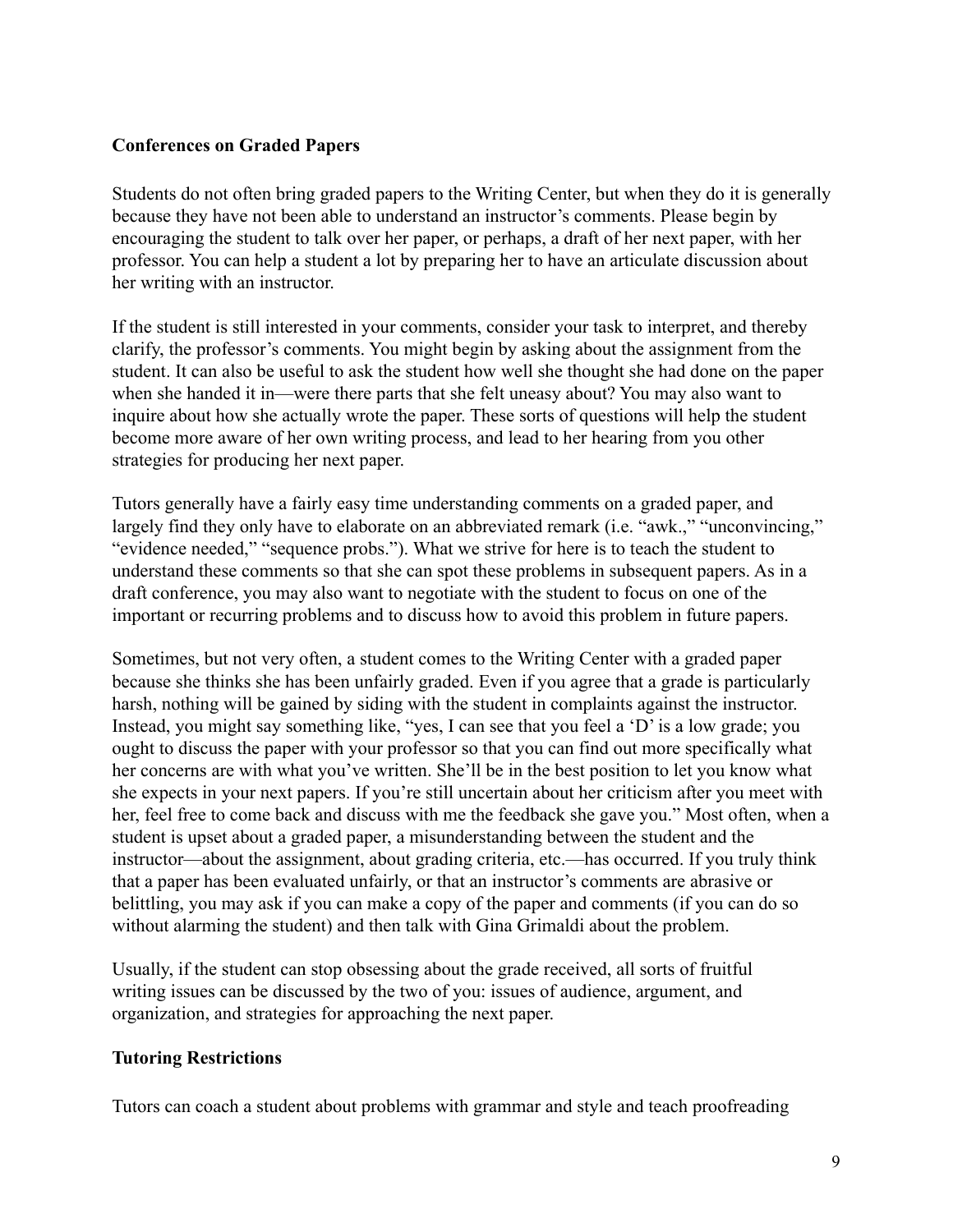**Conferences on Graded Papers**

Students do not often bring graded papers to the Writing Center, but when they do it is generally because they have not been able to understand an instructor's comments. Please begin by encouraging the student to talk over her paper, or perhaps, a draft of her next paper, with her professor. You can help a student a lot by preparing her to have an articulate discussion about her writing with an instructor.

If the student is still interested in your comments, consider your task to interpret, and thereby clarify, the professor's comments. You might begin by asking about the assignment from the student. It can also be useful to ask the student how well she thought she had done on the paper when she handed it in—were there parts that she felt uneasy about? You may also want to inquire about how she actually wrote the paper. These sorts of questions will help the student become more aware of her own writing process, and lead to her hearing from you other strategies for producing her next paper.

Tutors generally have a fairly easy time understanding comments on a graded paper, and largely find they only have to elaborate on an abbreviated remark (i.e. "awk.," "unconvincing," "evidence needed," "sequence probs."). What we strive for here is to teach the student to understand these comments so that she can spot these problems in subsequent papers. As in a draft conference, you may also want to negotiate with the student to focus on one of the important or recurring problems and to discuss how to avoid this problem in future papers.

Sometimes, but not very often, a student comes to the Writing Center with a graded paper because she thinks she has been unfairly graded. Even if you agree that a grade is particularly harsh, nothing will be gained by siding with the student in complaints against the instructor. Instead, you might say something like, "yes, I can see that you feel a 'D' is a low grade; you ought to discuss the paper with your professor so that you can find out more specifically what her concerns are with what you've written. She'll be in the best position to let you know what she expects in your next papers. If you're still uncertain about her criticism after you meet with her, feel free to come back and discuss with me the feedback she gave you." Most often, when a student is upset about a graded paper, a misunderstanding between the student and the instructor—about the assignment, about grading criteria, etc.—has occurred. If you truly think that a paper has been evaluated unfairly, or that an instructor's comments are abrasive or belittling, you may ask if you can make a copy of the paper and comments (if you can do so without alarming the student) and then talk with Gina Grimaldi about the problem.

Usually, if the student can stop obsessing about the grade received, all sorts of fruitful writing issues can be discussed by the two of you: issues of audience, argument, and organization, and strategies for approaching the next paper.

**Tutoring Restrictions**

Tutors can coach a student about problems with grammar and style and teach proofreading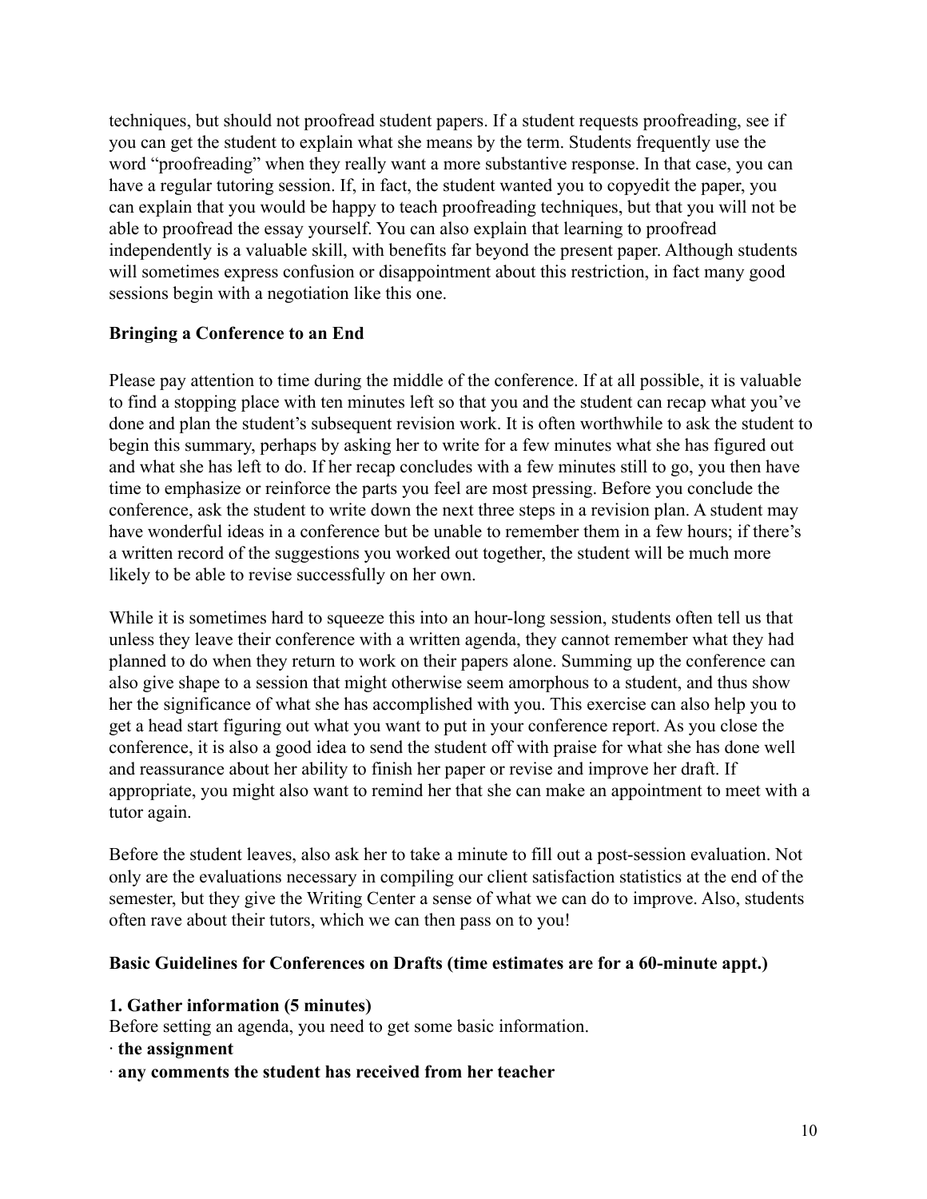techniques, but should not proofread student papers. If a student requests proofreading, see if you can get the student to explain what she means by the term. Students frequently use the word "proofreading" when they really want a more substantive response. In that case, you can have a regular tutoring session. If, in fact, the student wanted you to copyedit the paper, you can explain that you would be happy to teach proofreading techniques, but that you will not be able to proofread the essay yourself. You can also explain that learning to proofread independently is a valuable skill, with benefits far beyond the present paper. Although students will sometimes express confusion or disappointment about this restriction, in fact many good sessions begin with a negotiation like this one.

**Bringing a Conference to an End**

Please pay attention to time during the middle of the conference. If at all possible, it is valuable to find a stopping place with ten minutes left so that you and the student can recap what you've done and plan the student's subsequent revision work. It is often worthwhile to ask the student to begin this summary, perhaps by asking her to write for a few minutes what she has figured out and what she has left to do. If her recap concludes with a few minutes still to go, you then have time to emphasize or reinforce the parts you feel are most pressing. Before you conclude the conference, ask the student to write down the next three steps in a revision plan. A student may have wonderful ideas in a conference but be unable to remember them in a few hours; if there's a written record of the suggestions you worked out together, the student will be much more likely to be able to revise successfully on her own.

While it is sometimes hard to squeeze this into an hour-long session, students often tell us that unless they leave their conference with a written agenda, they cannot remember what they had planned to do when they return to work on their papers alone. Summing up the conference can also give shape to a session that might otherwise seem amorphous to a student, and thus show her the significance of what she has accomplished with you. This exercise can also help you to get a head start figuring out what you want to put in your conference report. As you close the conference, it is also a good idea to send the student off with praise for what she has done well and reassurance about her ability to finish her paper or revise and improve her draft. If appropriate, you might also want to remind her that she can make an appointment to meet with a tutor again.

Before the student leaves, also ask her to take a minute to fill out a post-session evaluation. Not only are the evaluations necessary in compiling our client satisfaction statistics at the end of the semester, but they give the Writing Center a sense of what we can do to improve. Also, students often rave about their tutors, which we can then pass on to you!

**Basic Guidelines for Conferences on Drafts (time estimates are for a 60-minute appt.)**

**1. Gather information (5 minutes)**

Before setting an agenda, you need to get some basic information.

· **the assignment**

· **any comments the student has received from her teacher**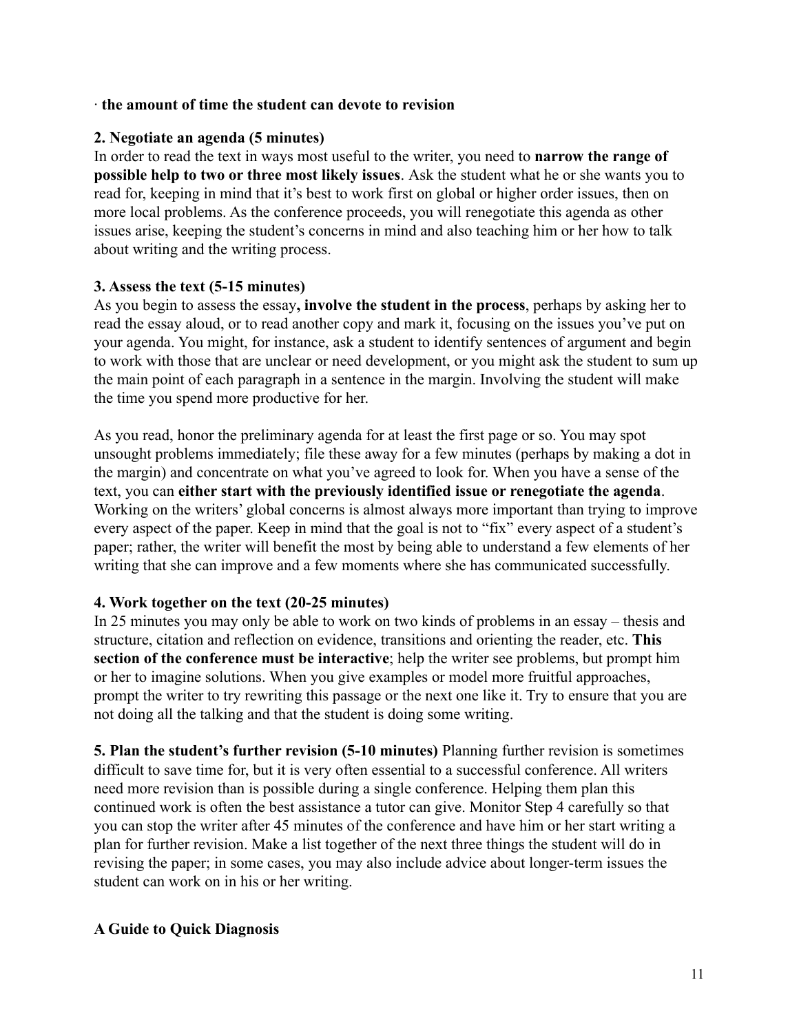· **the amount of time the student can devote to revision**

**2. Negotiate an agenda (5 minutes)**
In order to read the text in ways most useful to the writer, you need to **narrow the range of possible help to two or three most likely issues**. Ask the student what he or she wants you to read for, keeping in mind that it's best to work first on global or higher order issues, then on more local problems. As the conference proceeds, you will renegotiate this agenda as other issues arise, keeping the student's concerns in mind and also teaching him or her how to talk about writing and the writing process.

**3. Assess the text (5-15 minutes)**
As you begin to assess the essay**, involve the student in the process**, perhaps by asking her to read the essay aloud, or to read another copy and mark it, focusing on the issues you've put on your agenda. You might, for instance, ask a student to identify sentences of argument and begin to work with those that are unclear or need development, or you might ask the student to sum up the main point of each paragraph in a sentence in the margin. Involving the student will make the time you spend more productive for her.

As you read, honor the preliminary agenda for at least the first page or so. You may spot unsought problems immediately; file these away for a few minutes (perhaps by making a dot in the margin) and concentrate on what you've agreed to look for. When you have a sense of the text, you can **either start with the previously identified issue or renegotiate the agenda**. Working on the writers' global concerns is almost always more important than trying to improve every aspect of the paper. Keep in mind that the goal is not to "fix" every aspect of a student's paper; rather, the writer will benefit the most by being able to understand a few elements of her writing that she can improve and a few moments where she has communicated successfully.

**4. Work together on the text (20-25 minutes)**
In 25 minutes you may only be able to work on two kinds of problems in an essay – thesis and structure, citation and reflection on evidence, transitions and orienting the reader, etc. **This section of the conference must be interactive**; help the writer see problems, but prompt him or her to imagine solutions. When you give examples or model more fruitful approaches, prompt the writer to try rewriting this passage or the next one like it. Try to ensure that you are not doing all the talking and that the student is doing some writing.

**5. Plan the student's further revision (5-10 minutes)** Planning further revision is sometimes difficult to save time for, but it is very often essential to a successful conference. All writers need more revision than is possible during a single conference. Helping them plan this continued work is often the best assistance a tutor can give. Monitor Step 4 carefully so that you can stop the writer after 45 minutes of the conference and have him or her start writing a plan for further revision. Make a list together of the next three things the student will do in revising the paper; in some cases, you may also include advice about longer-term issues the student can work on in his or her writing.

**A Guide to Quick Diagnosis**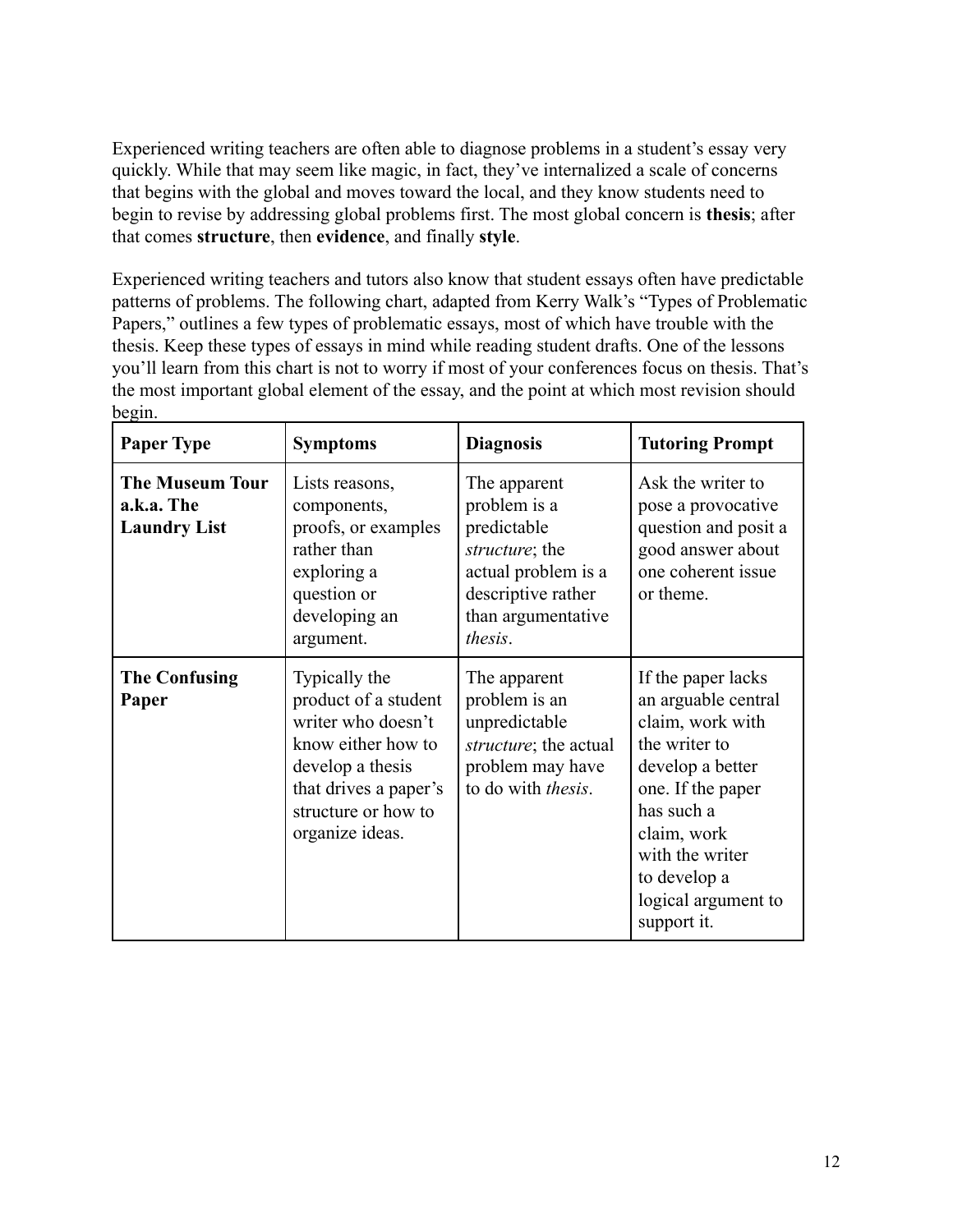Experienced writing teachers are often able to diagnose problems in a student's essay very quickly. While that may seem like magic, in fact, they've internalized a scale of concerns that begins with the global and moves toward the local, and they know students need to begin to revise by addressing global problems first. The most global concern is **thesis**; after that comes **structure**, then **evidence**, and finally **style**.

Experienced writing teachers and tutors also know that student essays often have predictable patterns of problems. The following chart, adapted from Kerry Walk's "Types of Problematic Papers," outlines a few types of problematic essays, most of which have trouble with the thesis. Keep these types of essays in mind while reading student drafts. One of the lessons you'll learn from this chart is not to worry if most of your conferences focus on thesis. That's the most important global element of the essay, and the point at which most revision should begin.

| Paper Type | Symptoms | Diagnosis | Tutoring Prompt |
|---|---|---|---|
| **The Museum Tour a.k.a. The Laundry List** | Lists reasons, components, proofs, or examples rather than exploring a question or developing an argument. | The apparent problem is a predictable *structure*; the actual problem is a descriptive rather than argumentative *thesis*. | Ask the writer to pose a provocative question and posit a good answer about one coherent issue or theme. |
| **The Confusing Paper** | Typically the product of a student writer who doesn't know either how to develop a thesis that drives a paper's structure or how to organize ideas. | The apparent problem is an unpredictable *structure*; the actual problem may have to do with *thesis*. | If the paper lacks an arguable central claim, work with the writer to develop a better one. If the paper has such a claim, work with the writer to develop a logical argument to support it. |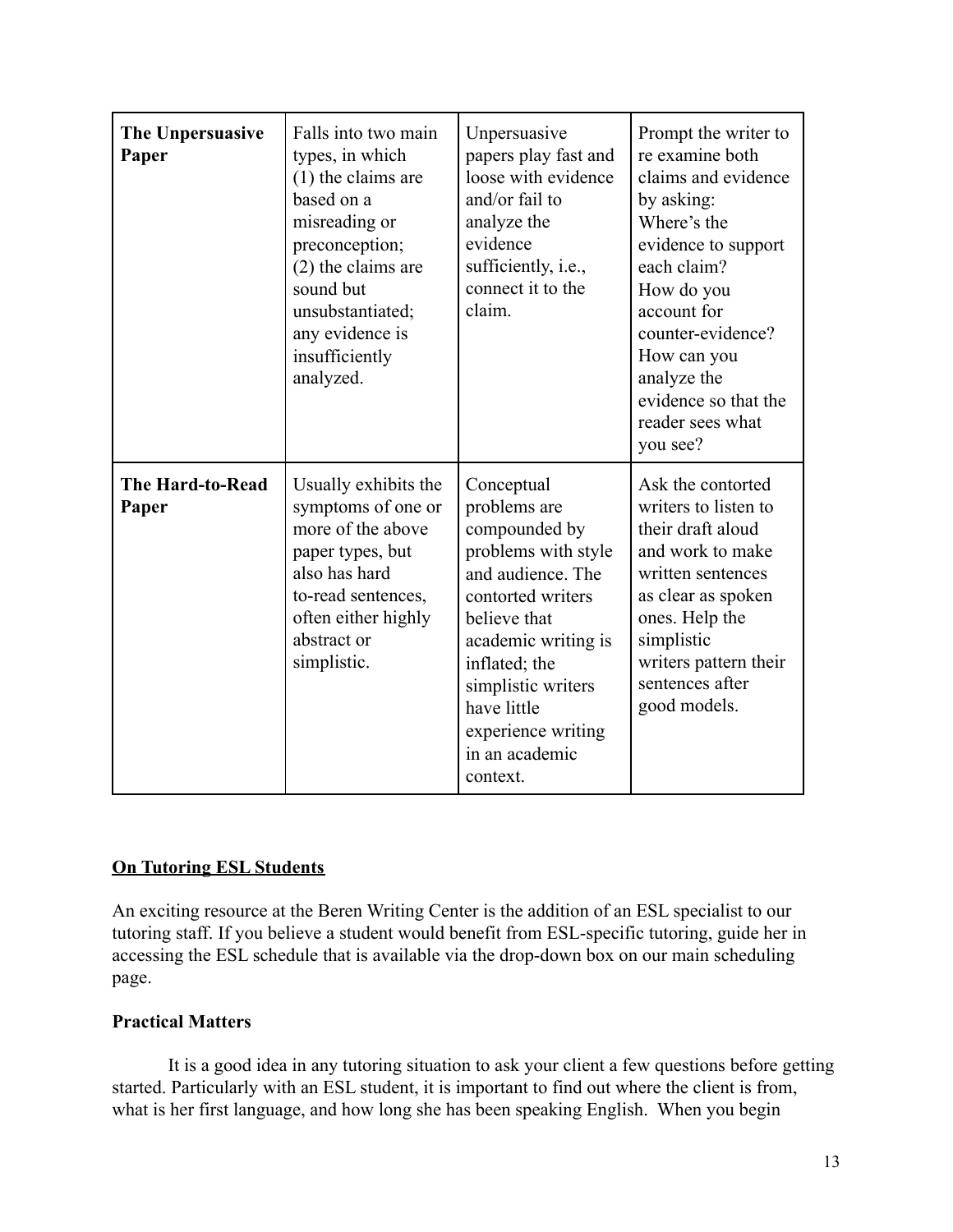| | | | |
|---|---|---|---|
| **The Unpersuasive Paper** | Falls into two main types, in which (1) the claims are based on a misreading or preconception; (2) the claims are sound but unsubstantiated; any evidence is insufficiently analyzed. | Unpersuasive papers play fast and loose with evidence and/or fail to analyze the evidence sufficiently, i.e., connect it to the claim. | Prompt the writer to re examine both claims and evidence by asking: Where's the evidence to support each claim? How do you account for counter-evidence? How can you analyze the evidence so that the reader sees what you see? |
| **The Hard-to-Read Paper** | Usually exhibits the symptoms of one or more of the above paper types, but also has hard to-read sentences, often either highly abstract or simplistic. | Conceptual problems are compounded by problems with style and audience. The contorted writers believe that academic writing is inflated; the simplistic writers have little experience writing in an academic context. | Ask the contorted writers to listen to their draft aloud and work to make written sentences as clear as spoken ones. Help the simplistic writers pattern their sentences after good models. |

## On Tutoring ESL Students

An exciting resource at the Beren Writing Center is the addition of an ESL specialist to our tutoring staff. If you believe a student would benefit from ESL-specific tutoring, guide her in accessing the ESL schedule that is available via the drop-down box on our main scheduling page.

### Practical Matters

It is a good idea in any tutoring situation to ask your client a few questions before getting started. Particularly with an ESL student, it is important to find out where the client is from, what is her first language, and how long she has been speaking English. When you begin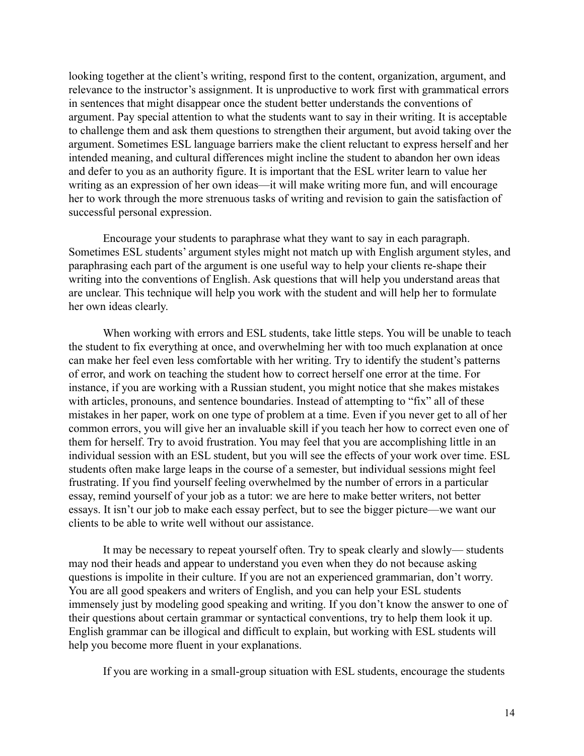looking together at the client's writing, respond first to the content, organization, argument, and relevance to the instructor's assignment. It is unproductive to work first with grammatical errors in sentences that might disappear once the student better understands the conventions of argument. Pay special attention to what the students want to say in their writing. It is acceptable to challenge them and ask them questions to strengthen their argument, but avoid taking over the argument. Sometimes ESL language barriers make the client reluctant to express herself and her intended meaning, and cultural differences might incline the student to abandon her own ideas and defer to you as an authority figure. It is important that the ESL writer learn to value her writing as an expression of her own ideas—it will make writing more fun, and will encourage her to work through the more strenuous tasks of writing and revision to gain the satisfaction of successful personal expression.

Encourage your students to paraphrase what they want to say in each paragraph. Sometimes ESL students' argument styles might not match up with English argument styles, and paraphrasing each part of the argument is one useful way to help your clients re-shape their writing into the conventions of English. Ask questions that will help you understand areas that are unclear. This technique will help you work with the student and will help her to formulate her own ideas clearly.

When working with errors and ESL students, take little steps. You will be unable to teach the student to fix everything at once, and overwhelming her with too much explanation at once can make her feel even less comfortable with her writing. Try to identify the student's patterns of error, and work on teaching the student how to correct herself one error at the time. For instance, if you are working with a Russian student, you might notice that she makes mistakes with articles, pronouns, and sentence boundaries. Instead of attempting to "fix" all of these mistakes in her paper, work on one type of problem at a time. Even if you never get to all of her common errors, you will give her an invaluable skill if you teach her how to correct even one of them for herself. Try to avoid frustration. You may feel that you are accomplishing little in an individual session with an ESL student, but you will see the effects of your work over time. ESL students often make large leaps in the course of a semester, but individual sessions might feel frustrating. If you find yourself feeling overwhelmed by the number of errors in a particular essay, remind yourself of your job as a tutor: we are here to make better writers, not better essays. It isn't our job to make each essay perfect, but to see the bigger picture—we want our clients to be able to write well without our assistance.

It may be necessary to repeat yourself often. Try to speak clearly and slowly— students may nod their heads and appear to understand you even when they do not because asking questions is impolite in their culture. If you are not an experienced grammarian, don't worry. You are all good speakers and writers of English, and you can help your ESL students immensely just by modeling good speaking and writing. If you don't know the answer to one of their questions about certain grammar or syntactical conventions, try to help them look it up. English grammar can be illogical and difficult to explain, but working with ESL students will help you become more fluent in your explanations.

If you are working in a small-group situation with ESL students, encourage the students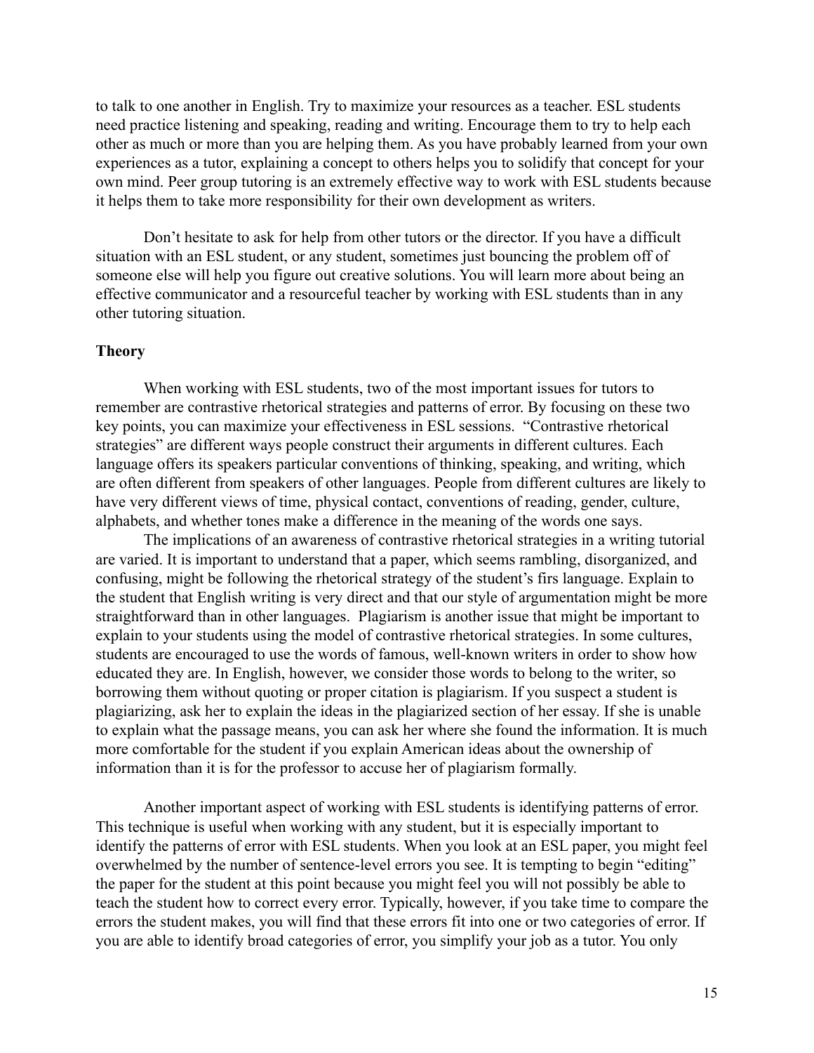to talk to one another in English. Try to maximize your resources as a teacher. ESL students need practice listening and speaking, reading and writing. Encourage them to try to help each other as much or more than you are helping them. As you have probably learned from your own experiences as a tutor, explaining a concept to others helps you to solidify that concept for your own mind. Peer group tutoring is an extremely effective way to work with ESL students because it helps them to take more responsibility for their own development as writers.

Don't hesitate to ask for help from other tutors or the director. If you have a difficult situation with an ESL student, or any student, sometimes just bouncing the problem off of someone else will help you figure out creative solutions. You will learn more about being an effective communicator and a resourceful teacher by working with ESL students than in any other tutoring situation.

**Theory**

When working with ESL students, two of the most important issues for tutors to remember are contrastive rhetorical strategies and patterns of error. By focusing on these two key points, you can maximize your effectiveness in ESL sessions. "Contrastive rhetorical strategies" are different ways people construct their arguments in different cultures. Each language offers its speakers particular conventions of thinking, speaking, and writing, which are often different from speakers of other languages. People from different cultures are likely to have very different views of time, physical contact, conventions of reading, gender, culture, alphabets, and whether tones make a difference in the meaning of the words one says.

The implications of an awareness of contrastive rhetorical strategies in a writing tutorial are varied. It is important to understand that a paper, which seems rambling, disorganized, and confusing, might be following the rhetorical strategy of the student's firs language. Explain to the student that English writing is very direct and that our style of argumentation might be more straightforward than in other languages. Plagiarism is another issue that might be important to explain to your students using the model of contrastive rhetorical strategies. In some cultures, students are encouraged to use the words of famous, well-known writers in order to show how educated they are. In English, however, we consider those words to belong to the writer, so borrowing them without quoting or proper citation is plagiarism. If you suspect a student is plagiarizing, ask her to explain the ideas in the plagiarized section of her essay. If she is unable to explain what the passage means, you can ask her where she found the information. It is much more comfortable for the student if you explain American ideas about the ownership of information than it is for the professor to accuse her of plagiarism formally.

Another important aspect of working with ESL students is identifying patterns of error. This technique is useful when working with any student, but it is especially important to identify the patterns of error with ESL students. When you look at an ESL paper, you might feel overwhelmed by the number of sentence-level errors you see. It is tempting to begin "editing" the paper for the student at this point because you might feel you will not possibly be able to teach the student how to correct every error. Typically, however, if you take time to compare the errors the student makes, you will find that these errors fit into one or two categories of error. If you are able to identify broad categories of error, you simplify your job as a tutor. You only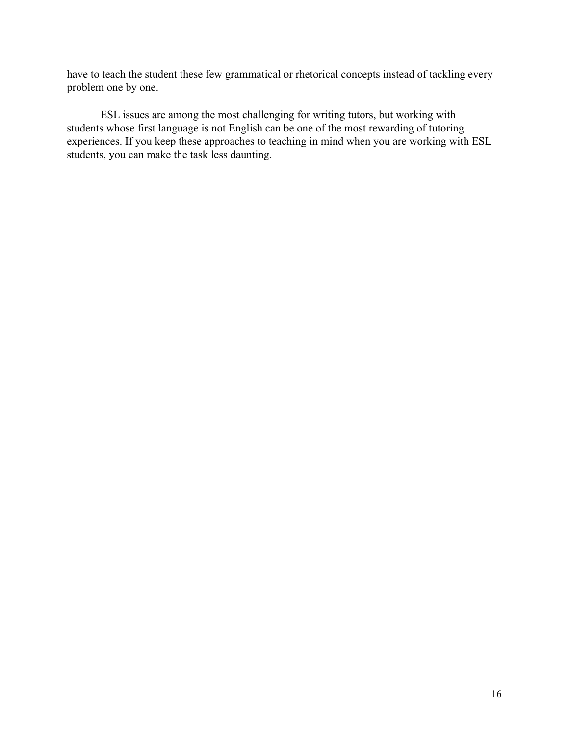have to teach the student these few grammatical or rhetorical concepts instead of tackling every problem one by one.

ESL issues are among the most challenging for writing tutors, but working with students whose first language is not English can be one of the most rewarding of tutoring experiences. If you keep these approaches to teaching in mind when you are working with ESL students, you can make the task less daunting.